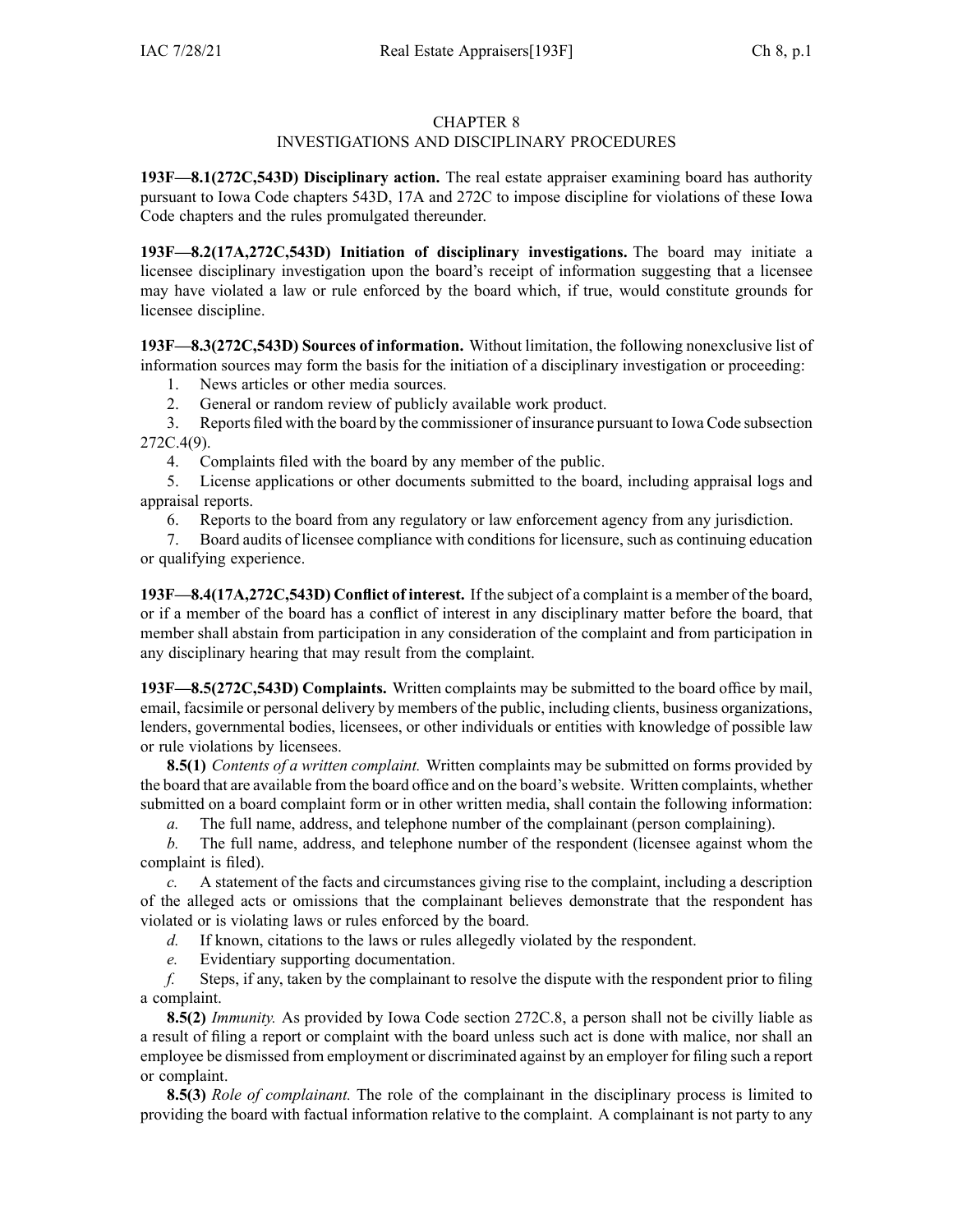# CHAPTER 8
## INVESTIGATIONS AND DISCIPLINARY PROCEDURES

**193F—8.1(272C,543D) Disciplinary action.** The real estate appraiser examining board has authority pursuant to Iowa Code chapters 543D, 17A and 272C to impose discipline for violations of these Iowa Code chapters and the rules promulgated thereunder.

**193F—8.2(17A,272C,543D) Initiation of disciplinary investigations.** The board may initiate a licensee disciplinary investigation upon the board's receipt of information suggesting that a licensee may have violated a law or rule enforced by the board which, if true, would constitute grounds for licensee discipline.

**193F—8.3(272C,543D) Sources of information.** Without limitation, the following nonexclusive list of information sources may form the basis for the initiation of a disciplinary investigation or proceeding:

1. News articles or other media sources.
2. General or random review of publicly available work product.
3. Reports filed with the board by the commissioner of insurance pursuant to Iowa Code subsection 272C.4(9).
4. Complaints filed with the board by any member of the public.
5. License applications or other documents submitted to the board, including appraisal logs and appraisal reports.
6. Reports to the board from any regulatory or law enforcement agency from any jurisdiction.
7. Board audits of licensee compliance with conditions for licensure, such as continuing education or qualifying experience.

**193F—8.4(17A,272C,543D) Conflict of interest.** If the subject of a complaint is a member of the board, or if a member of the board has a conflict of interest in any disciplinary matter before the board, that member shall abstain from participation in any consideration of the complaint and from participation in any disciplinary hearing that may result from the complaint.

**193F—8.5(272C,543D) Complaints.** Written complaints may be submitted to the board office by mail, email, facsimile or personal delivery by members of the public, including clients, business organizations, lenders, governmental bodies, licensees, or other individuals or entities with knowledge of possible law or rule violations by licensees.

**8.5(1)** *Contents of a written complaint.* Written complaints may be submitted on forms provided by the board that are available from the board office and on the board's website. Written complaints, whether submitted on a board complaint form or in other written media, shall contain the following information:

*a.* The full name, address, and telephone number of the complainant (person complaining).

*b.* The full name, address, and telephone number of the respondent (licensee against whom the complaint is filed).

*c.* A statement of the facts and circumstances giving rise to the complaint, including a description of the alleged acts or omissions that the complainant believes demonstrate that the respondent has violated or is violating laws or rules enforced by the board.

*d.* If known, citations to the laws or rules allegedly violated by the respondent.

*e.* Evidentiary supporting documentation.

*f.* Steps, if any, taken by the complainant to resolve the dispute with the respondent prior to filing a complaint.

**8.5(2)** *Immunity.* As provided by Iowa Code section 272C.8, a person shall not be civilly liable as a result of filing a report or complaint with the board unless such act is done with malice, nor shall an employee be dismissed from employment or discriminated against by an employer for filing such a report or complaint.

**8.5(3)** *Role of complainant.* The role of the complainant in the disciplinary process is limited to providing the board with factual information relative to the complaint. A complainant is not party to any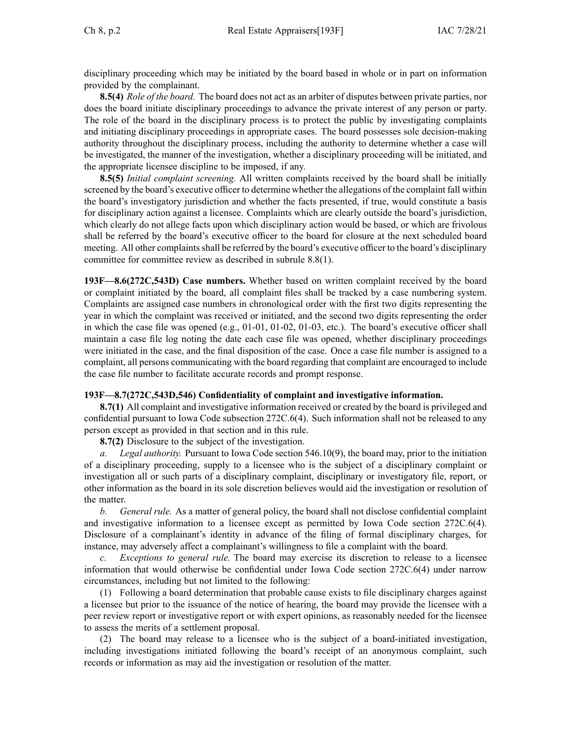disciplinary proceeding which may be initiated by the board based in whole or in part on information provided by the complainant.

**8.5(4)** *Role of the board.* The board does not act as an arbiter of disputes between private parties, nor does the board initiate disciplinary proceedings to advance the private interest of any person or party. The role of the board in the disciplinary process is to protect the public by investigating complaints and initiating disciplinary proceedings in appropriate cases. The board possesses sole decision-making authority throughout the disciplinary process, including the authority to determine whether a case will be investigated, the manner of the investigation, whether a disciplinary proceeding will be initiated, and the appropriate licensee discipline to be imposed, if any.

**8.5(5)** *Initial complaint screening.* All written complaints received by the board shall be initially screened by the board's executive officer to determine whether the allegations of the complaint fall within the board's investigatory jurisdiction and whether the facts presented, if true, would constitute a basis for disciplinary action against a licensee. Complaints which are clearly outside the board's jurisdiction, which clearly do not allege facts upon which disciplinary action would be based, or which are frivolous shall be referred by the board's executive officer to the board for closure at the next scheduled board meeting. All other complaints shall be referred by the board's executive officer to the board's disciplinary committee for committee review as described in subrule 8.8(1).

**193F—8.6(272C,543D) Case numbers.** Whether based on written complaint received by the board or complaint initiated by the board, all complaint files shall be tracked by a case numbering system. Complaints are assigned case numbers in chronological order with the first two digits representing the year in which the complaint was received or initiated, and the second two digits representing the order in which the case file was opened (e.g., 01-01, 01-02, 01-03, etc.). The board's executive officer shall maintain a case file log noting the date each case file was opened, whether disciplinary proceedings were initiated in the case, and the final disposition of the case. Once a case file number is assigned to a complaint, all persons communicating with the board regarding that complaint are encouraged to include the case file number to facilitate accurate records and prompt response.

**193F—8.7(272C,543D,546) Confidentiality of complaint and investigative information.**

**8.7(1)** All complaint and investigative information received or created by the board is privileged and confidential pursuant to Iowa Code subsection 272C.6(4). Such information shall not be released to any person except as provided in that section and in this rule.

**8.7(2)** Disclosure to the subject of the investigation.

*a. Legal authority.* Pursuant to Iowa Code section 546.10(9), the board may, prior to the initiation of a disciplinary proceeding, supply to a licensee who is the subject of a disciplinary complaint or investigation all or such parts of a disciplinary complaint, disciplinary or investigatory file, report, or other information as the board in its sole discretion believes would aid the investigation or resolution of the matter.

*b. General rule.* As a matter of general policy, the board shall not disclose confidential complaint and investigative information to a licensee except as permitted by Iowa Code section 272C.6(4). Disclosure of a complainant's identity in advance of the filing of formal disciplinary charges, for instance, may adversely affect a complainant's willingness to file a complaint with the board.

*c. Exceptions to general rule.* The board may exercise its discretion to release to a licensee information that would otherwise be confidential under Iowa Code section 272C.6(4) under narrow circumstances, including but not limited to the following:

(1) Following a board determination that probable cause exists to file disciplinary charges against a licensee but prior to the issuance of the notice of hearing, the board may provide the licensee with a peer review report or investigative report or with expert opinions, as reasonably needed for the licensee to assess the merits of a settlement proposal.

(2) The board may release to a licensee who is the subject of a board-initiated investigation, including investigations initiated following the board's receipt of an anonymous complaint, such records or information as may aid the investigation or resolution of the matter.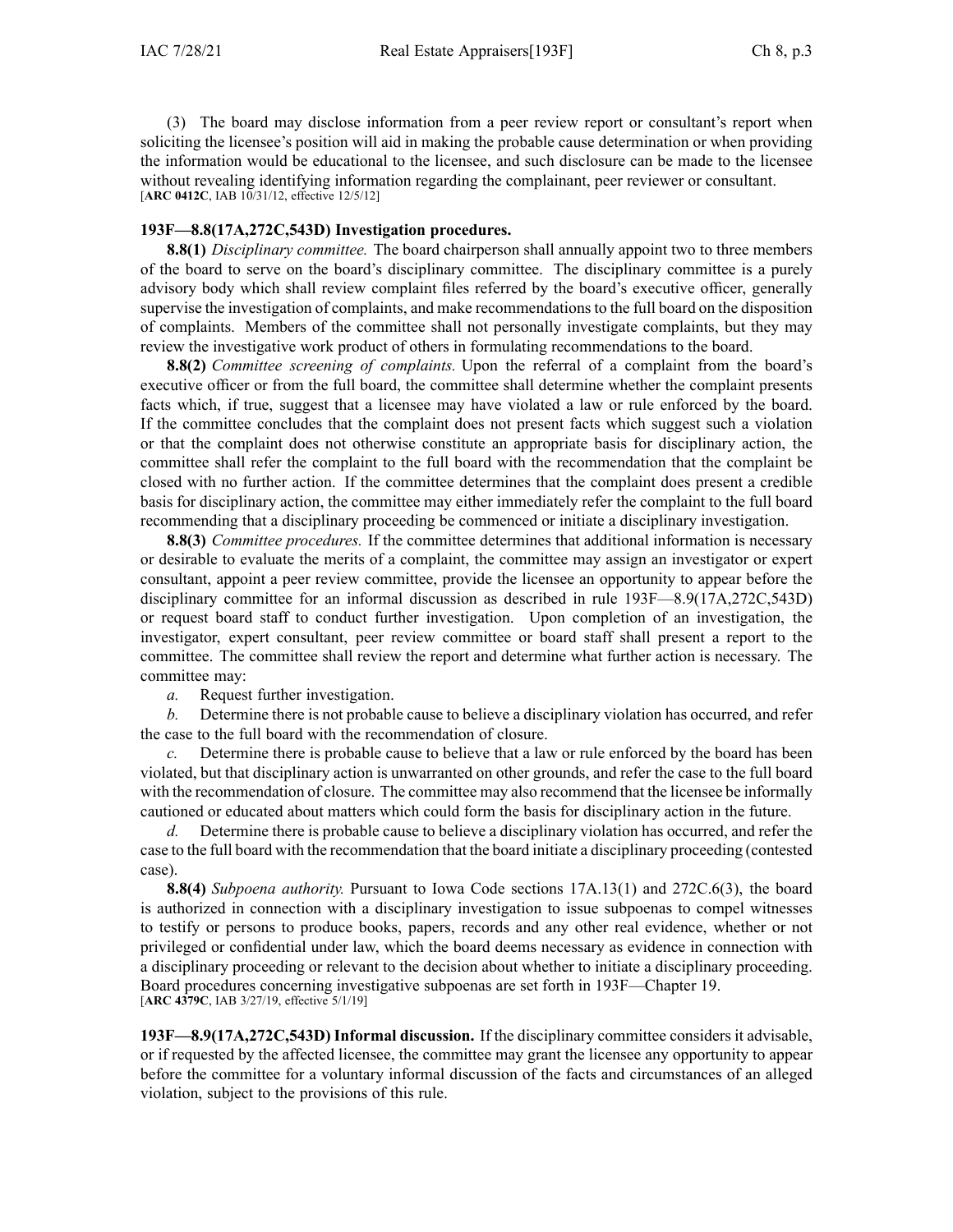(3) The board may disclose information from a peer review report or consultant's report when soliciting the licensee's position will aid in making the probable cause determination or when providing the information would be educational to the licensee, and such disclosure can be made to the licensee without revealing identifying information regarding the complainant, peer reviewer or consultant.
[**ARC 0412C**, IAB 10/31/12, effective 12/5/12]

**193F—8.8(17A,272C,543D) Investigation procedures.**

**8.8(1)** *Disciplinary committee.* The board chairperson shall annually appoint two to three members of the board to serve on the board's disciplinary committee. The disciplinary committee is a purely advisory body which shall review complaint files referred by the board's executive officer, generally supervise the investigation of complaints, and make recommendations to the full board on the disposition of complaints. Members of the committee shall not personally investigate complaints, but they may review the investigative work product of others in formulating recommendations to the board.

**8.8(2)** *Committee screening of complaints.* Upon the referral of a complaint from the board's executive officer or from the full board, the committee shall determine whether the complaint presents facts which, if true, suggest that a licensee may have violated a law or rule enforced by the board. If the committee concludes that the complaint does not present facts which suggest such a violation or that the complaint does not otherwise constitute an appropriate basis for disciplinary action, the committee shall refer the complaint to the full board with the recommendation that the complaint be closed with no further action. If the committee determines that the complaint does present a credible basis for disciplinary action, the committee may either immediately refer the complaint to the full board recommending that a disciplinary proceeding be commenced or initiate a disciplinary investigation.

**8.8(3)** *Committee procedures.* If the committee determines that additional information is necessary or desirable to evaluate the merits of a complaint, the committee may assign an investigator or expert consultant, appoint a peer review committee, provide the licensee an opportunity to appear before the disciplinary committee for an informal discussion as described in rule 193F—8.9(17A,272C,543D) or request board staff to conduct further investigation. Upon completion of an investigation, the investigator, expert consultant, peer review committee or board staff shall present a report to the committee. The committee shall review the report and determine what further action is necessary. The committee may:

*a.* Request further investigation.

*b.* Determine there is not probable cause to believe a disciplinary violation has occurred, and refer the case to the full board with the recommendation of closure.

*c.* Determine there is probable cause to believe that a law or rule enforced by the board has been violated, but that disciplinary action is unwarranted on other grounds, and refer the case to the full board with the recommendation of closure. The committee may also recommend that the licensee be informally cautioned or educated about matters which could form the basis for disciplinary action in the future.

*d.* Determine there is probable cause to believe a disciplinary violation has occurred, and refer the case to the full board with the recommendation that the board initiate a disciplinary proceeding (contested case).

**8.8(4)** *Subpoena authority.* Pursuant to Iowa Code sections 17A.13(1) and 272C.6(3), the board is authorized in connection with a disciplinary investigation to issue subpoenas to compel witnesses to testify or persons to produce books, papers, records and any other real evidence, whether or not privileged or confidential under law, which the board deems necessary as evidence in connection with a disciplinary proceeding or relevant to the decision about whether to initiate a disciplinary proceeding. Board procedures concerning investigative subpoenas are set forth in 193F—Chapter 19.
[**ARC 4379C**, IAB 3/27/19, effective 5/1/19]

**193F—8.9(17A,272C,543D) Informal discussion.** If the disciplinary committee considers it advisable, or if requested by the affected licensee, the committee may grant the licensee any opportunity to appear before the committee for a voluntary informal discussion of the facts and circumstances of an alleged violation, subject to the provisions of this rule.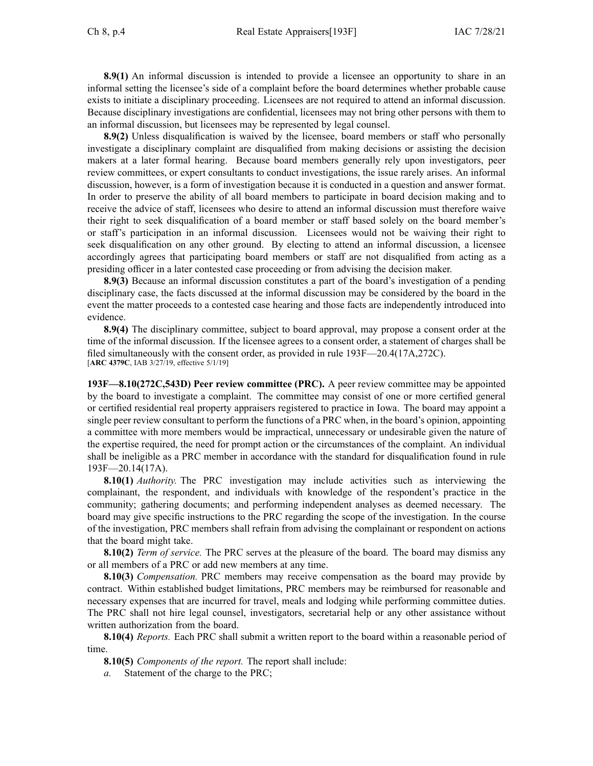**8.9(1)** An informal discussion is intended to provide a licensee an opportunity to share in an informal setting the licensee's side of a complaint before the board determines whether probable cause exists to initiate a disciplinary proceeding. Licensees are not required to attend an informal discussion. Because disciplinary investigations are confidential, licensees may not bring other persons with them to an informal discussion, but licensees may be represented by legal counsel.

**8.9(2)** Unless disqualification is waived by the licensee, board members or staff who personally investigate a disciplinary complaint are disqualified from making decisions or assisting the decision makers at a later formal hearing. Because board members generally rely upon investigators, peer review committees, or expert consultants to conduct investigations, the issue rarely arises. An informal discussion, however, is a form of investigation because it is conducted in a question and answer format. In order to preserve the ability of all board members to participate in board decision making and to receive the advice of staff, licensees who desire to attend an informal discussion must therefore waive their right to seek disqualification of a board member or staff based solely on the board member's or staff's participation in an informal discussion. Licensees would not be waiving their right to seek disqualification on any other ground. By electing to attend an informal discussion, a licensee accordingly agrees that participating board members or staff are not disqualified from acting as a presiding officer in a later contested case proceeding or from advising the decision maker.

**8.9(3)** Because an informal discussion constitutes a part of the board's investigation of a pending disciplinary case, the facts discussed at the informal discussion may be considered by the board in the event the matter proceeds to a contested case hearing and those facts are independently introduced into evidence.

**8.9(4)** The disciplinary committee, subject to board approval, may propose a consent order at the time of the informal discussion. If the licensee agrees to a consent order, a statement of charges shall be filed simultaneously with the consent order, as provided in rule 193F—20.4(17A,272C).
[**ARC 4379C**, IAB 3/27/19, effective 5/1/19]

**193F—8.10(272C,543D) Peer review committee (PRC).** A peer review committee may be appointed by the board to investigate a complaint. The committee may consist of one or more certified general or certified residential real property appraisers registered to practice in Iowa. The board may appoint a single peer review consultant to perform the functions of a PRC when, in the board's opinion, appointing a committee with more members would be impractical, unnecessary or undesirable given the nature of the expertise required, the need for prompt action or the circumstances of the complaint. An individual shall be ineligible as a PRC member in accordance with the standard for disqualification found in rule 193F—20.14(17A).

**8.10(1)** *Authority.* The PRC investigation may include activities such as interviewing the complainant, the respondent, and individuals with knowledge of the respondent's practice in the community; gathering documents; and performing independent analyses as deemed necessary. The board may give specific instructions to the PRC regarding the scope of the investigation. In the course of the investigation, PRC members shall refrain from advising the complainant or respondent on actions that the board might take.

**8.10(2)** *Term of service.* The PRC serves at the pleasure of the board. The board may dismiss any or all members of a PRC or add new members at any time.

**8.10(3)** *Compensation.* PRC members may receive compensation as the board may provide by contract. Within established budget limitations, PRC members may be reimbursed for reasonable and necessary expenses that are incurred for travel, meals and lodging while performing committee duties. The PRC shall not hire legal counsel, investigators, secretarial help or any other assistance without written authorization from the board.

**8.10(4)** *Reports.* Each PRC shall submit a written report to the board within a reasonable period of time.

**8.10(5)** *Components of the report.* The report shall include:

*a.* Statement of the charge to the PRC;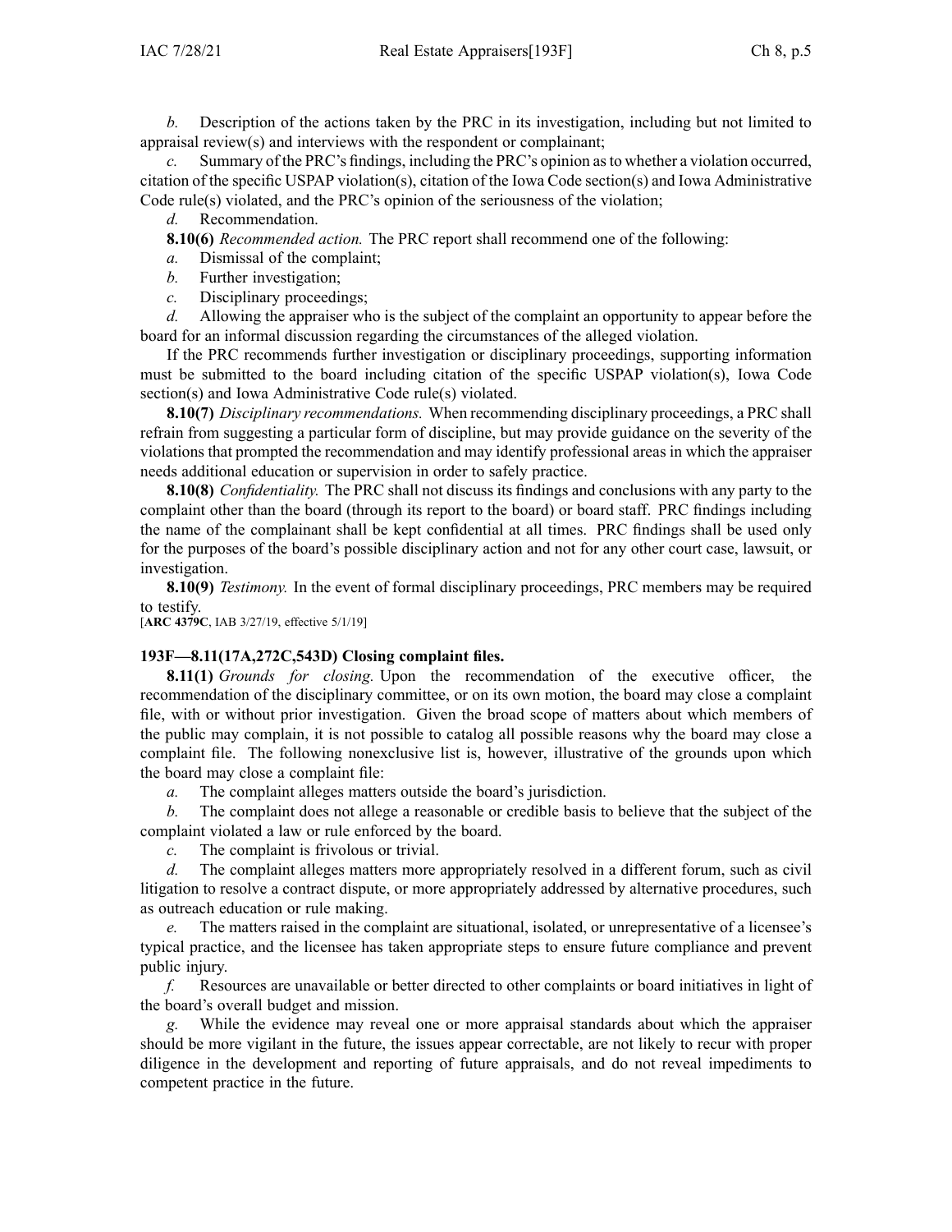*b.* Description of the actions taken by the PRC in its investigation, including but not limited to appraisal review(s) and interviews with the respondent or complainant;

*c.* Summary of the PRC's findings, including the PRC's opinion as to whether a violation occurred, citation of the specific USPAP violation(s), citation of the Iowa Code section(s) and Iowa Administrative Code rule(s) violated, and the PRC's opinion of the seriousness of the violation;

*d.* Recommendation.

**8.10(6)** *Recommended action.* The PRC report shall recommend one of the following:

*a.* Dismissal of the complaint;

*b.* Further investigation;

*c.* Disciplinary proceedings;

*d.* Allowing the appraiser who is the subject of the complaint an opportunity to appear before the board for an informal discussion regarding the circumstances of the alleged violation.

If the PRC recommends further investigation or disciplinary proceedings, supporting information must be submitted to the board including citation of the specific USPAP violation(s), Iowa Code section(s) and Iowa Administrative Code rule(s) violated.

**8.10(7)** *Disciplinary recommendations.* When recommending disciplinary proceedings, a PRC shall refrain from suggesting a particular form of discipline, but may provide guidance on the severity of the violations that prompted the recommendation and may identify professional areas in which the appraiser needs additional education or supervision in order to safely practice.

**8.10(8)** *Confidentiality.* The PRC shall not discuss its findings and conclusions with any party to the complaint other than the board (through its report to the board) or board staff. PRC findings including the name of the complainant shall be kept confidential at all times. PRC findings shall be used only for the purposes of the board's possible disciplinary action and not for any other court case, lawsuit, or investigation.

**8.10(9)** *Testimony.* In the event of formal disciplinary proceedings, PRC members may be required to testify.

[**ARC 4379C**, IAB 3/27/19, effective 5/1/19]

### 193F—8.11(17A,272C,543D) Closing complaint files.

**8.11(1)** *Grounds for closing.* Upon the recommendation of the executive officer, the recommendation of the disciplinary committee, or on its own motion, the board may close a complaint file, with or without prior investigation. Given the broad scope of matters about which members of the public may complain, it is not possible to catalog all possible reasons why the board may close a complaint file. The following nonexclusive list is, however, illustrative of the grounds upon which the board may close a complaint file:

*a.* The complaint alleges matters outside the board's jurisdiction.

*b.* The complaint does not allege a reasonable or credible basis to believe that the subject of the complaint violated a law or rule enforced by the board.

*c.* The complaint is frivolous or trivial.

*d.* The complaint alleges matters more appropriately resolved in a different forum, such as civil litigation to resolve a contract dispute, or more appropriately addressed by alternative procedures, such as outreach education or rule making.

*e.* The matters raised in the complaint are situational, isolated, or unrepresentative of a licensee's typical practice, and the licensee has taken appropriate steps to ensure future compliance and prevent public injury.

*f.* Resources are unavailable or better directed to other complaints or board initiatives in light of the board's overall budget and mission.

*g.* While the evidence may reveal one or more appraisal standards about which the appraiser should be more vigilant in the future, the issues appear correctable, are not likely to recur with proper diligence in the development and reporting of future appraisals, and do not reveal impediments to competent practice in the future.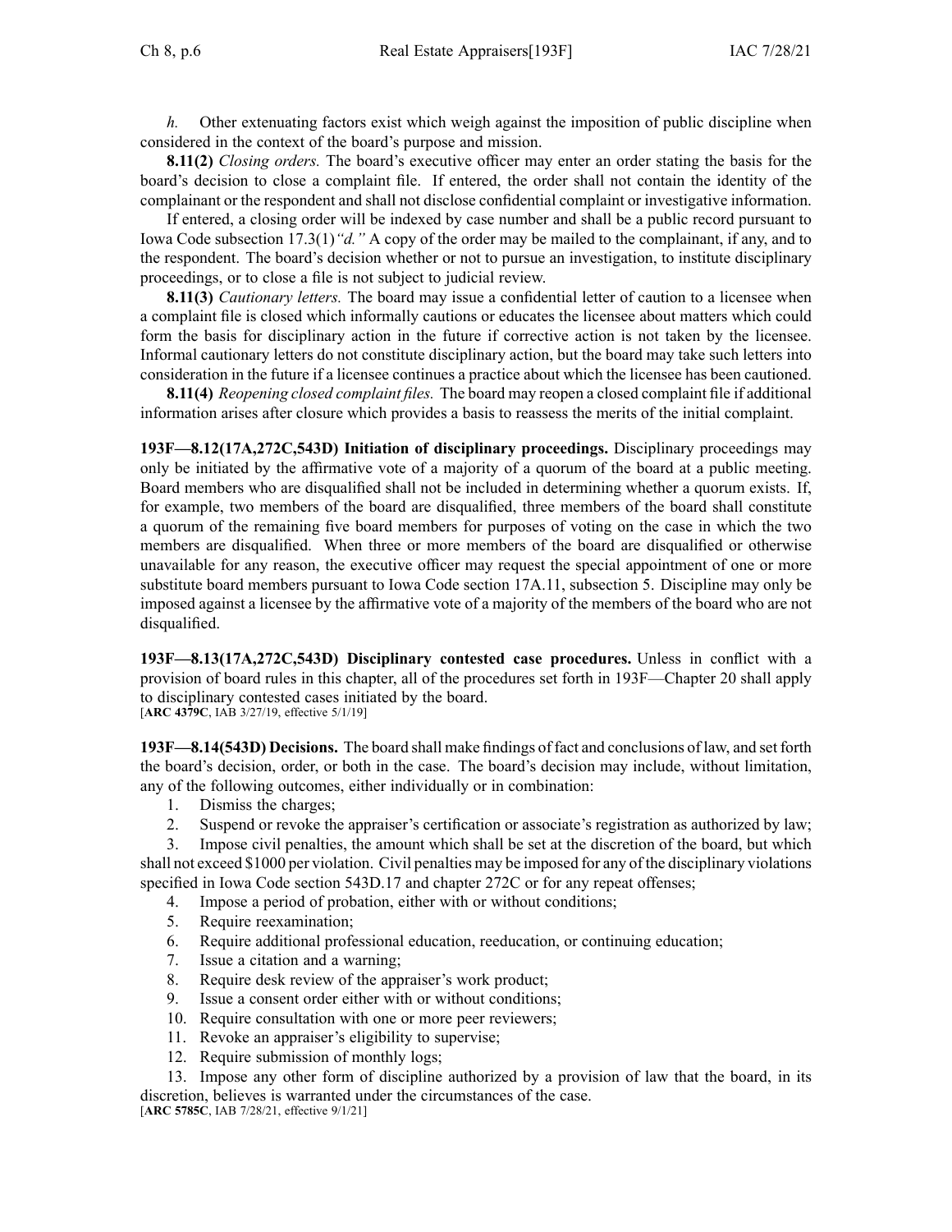*h.* Other extenuating factors exist which weigh against the imposition of public discipline when considered in the context of the board's purpose and mission.

**8.11(2)** *Closing orders.* The board's executive officer may enter an order stating the basis for the board's decision to close a complaint file. If entered, the order shall not contain the identity of the complainant or the respondent and shall not disclose confidential complaint or investigative information.

If entered, a closing order will be indexed by case number and shall be a public record pursuant to Iowa Code subsection 17.3(1)*"d."* A copy of the order may be mailed to the complainant, if any, and to the respondent. The board's decision whether or not to pursue an investigation, to institute disciplinary proceedings, or to close a file is not subject to judicial review.

**8.11(3)** *Cautionary letters.* The board may issue a confidential letter of caution to a licensee when a complaint file is closed which informally cautions or educates the licensee about matters which could form the basis for disciplinary action in the future if corrective action is not taken by the licensee. Informal cautionary letters do not constitute disciplinary action, but the board may take such letters into consideration in the future if a licensee continues a practice about which the licensee has been cautioned.

**8.11(4)** *Reopening closed complaint files.* The board may reopen a closed complaint file if additional information arises after closure which provides a basis to reassess the merits of the initial complaint.

**193F—8.12(17A,272C,543D) Initiation of disciplinary proceedings.** Disciplinary proceedings may only be initiated by the affirmative vote of a majority of a quorum of the board at a public meeting. Board members who are disqualified shall not be included in determining whether a quorum exists. If, for example, two members of the board are disqualified, three members of the board shall constitute a quorum of the remaining five board members for purposes of voting on the case in which the two members are disqualified. When three or more members of the board are disqualified or otherwise unavailable for any reason, the executive officer may request the special appointment of one or more substitute board members pursuant to Iowa Code section 17A.11, subsection 5. Discipline may only be imposed against a licensee by the affirmative vote of a majority of the members of the board who are not disqualified.

**193F—8.13(17A,272C,543D) Disciplinary contested case procedures.** Unless in conflict with a provision of board rules in this chapter, all of the procedures set forth in 193F—Chapter 20 shall apply to disciplinary contested cases initiated by the board.
[**ARC 4379C**, IAB 3/27/19, effective 5/1/19]

**193F—8.14(543D) Decisions.** The board shall make findings of fact and conclusions of law, and set forth the board's decision, order, or both in the case. The board's decision may include, without limitation, any of the following outcomes, either individually or in combination:

1. Dismiss the charges;
2. Suspend or revoke the appraiser's certification or associate's registration as authorized by law;
3. Impose civil penalties, the amount which shall be set at the discretion of the board, but which shall not exceed $1000 per violation. Civil penalties may be imposed for any of the disciplinary violations specified in Iowa Code section 543D.17 and chapter 272C or for any repeat offenses;
4. Impose a period of probation, either with or without conditions;
5. Require reexamination;
6. Require additional professional education, reeducation, or continuing education;
7. Issue a citation and a warning;
8. Require desk review of the appraiser's work product;
9. Issue a consent order either with or without conditions;
10. Require consultation with one or more peer reviewers;
11. Revoke an appraiser's eligibility to supervise;
12. Require submission of monthly logs;
13. Impose any other form of discipline authorized by a provision of law that the board, in its discretion, believes is warranted under the circumstances of the case.

[**ARC 5785C**, IAB 7/28/21, effective 9/1/21]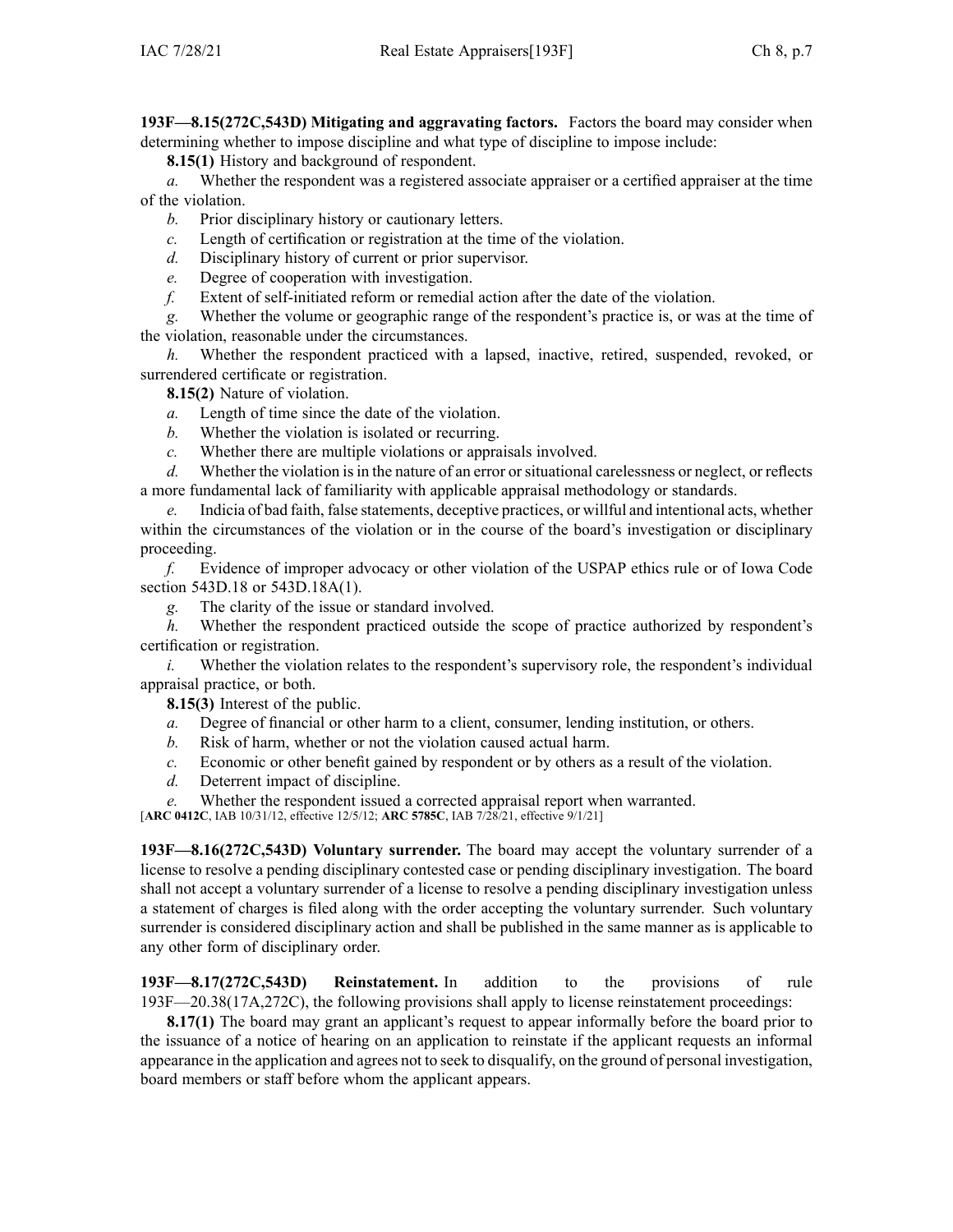**193F—8.15(272C,543D) Mitigating and aggravating factors.** Factors the board may consider when determining whether to impose discipline and what type of discipline to impose include:

**8.15(1)** History and background of respondent.

*a.* Whether the respondent was a registered associate appraiser or a certified appraiser at the time of the violation.

*b.* Prior disciplinary history or cautionary letters.

*c.* Length of certification or registration at the time of the violation.

*d.* Disciplinary history of current or prior supervisor.

*e.* Degree of cooperation with investigation.

*f.* Extent of self-initiated reform or remedial action after the date of the violation.

*g.* Whether the volume or geographic range of the respondent's practice is, or was at the time of the violation, reasonable under the circumstances.

*h.* Whether the respondent practiced with a lapsed, inactive, retired, suspended, revoked, or surrendered certificate or registration.

**8.15(2)** Nature of violation.

*a.* Length of time since the date of the violation.

*b.* Whether the violation is isolated or recurring.

*c.* Whether there are multiple violations or appraisals involved.

*d.* Whether the violation is in the nature of an error or situational carelessness or neglect, or reflects a more fundamental lack of familiarity with applicable appraisal methodology or standards.

*e.* Indicia of bad faith, false statements, deceptive practices, or willful and intentional acts, whether within the circumstances of the violation or in the course of the board's investigation or disciplinary proceeding.

*f.* Evidence of improper advocacy or other violation of the USPAP ethics rule or of Iowa Code section 543D.18 or 543D.18A(1).

*g.* The clarity of the issue or standard involved.

*h.* Whether the respondent practiced outside the scope of practice authorized by respondent's certification or registration.

*i.* Whether the violation relates to the respondent's supervisory role, the respondent's individual appraisal practice, or both.

**8.15(3)** Interest of the public.

*a.* Degree of financial or other harm to a client, consumer, lending institution, or others.

*b.* Risk of harm, whether or not the violation caused actual harm.

*c.* Economic or other benefit gained by respondent or by others as a result of the violation.

*d.* Deterrent impact of discipline.

*e.* Whether the respondent issued a corrected appraisal report when warranted.

[**ARC 0412C**, IAB 10/31/12, effective 12/5/12; **ARC 5785C**, IAB 7/28/21, effective 9/1/21]

**193F—8.16(272C,543D) Voluntary surrender.** The board may accept the voluntary surrender of a license to resolve a pending disciplinary contested case or pending disciplinary investigation. The board shall not accept a voluntary surrender of a license to resolve a pending disciplinary investigation unless a statement of charges is filed along with the order accepting the voluntary surrender. Such voluntary surrender is considered disciplinary action and shall be published in the same manner as is applicable to any other form of disciplinary order.

**193F—8.17(272C,543D) Reinstatement.** In addition to the provisions of rule 193F—20.38(17A,272C), the following provisions shall apply to license reinstatement proceedings:

**8.17(1)** The board may grant an applicant's request to appear informally before the board prior to the issuance of a notice of hearing on an application to reinstate if the applicant requests an informal appearance in the application and agrees not to seek to disqualify, on the ground of personal investigation, board members or staff before whom the applicant appears.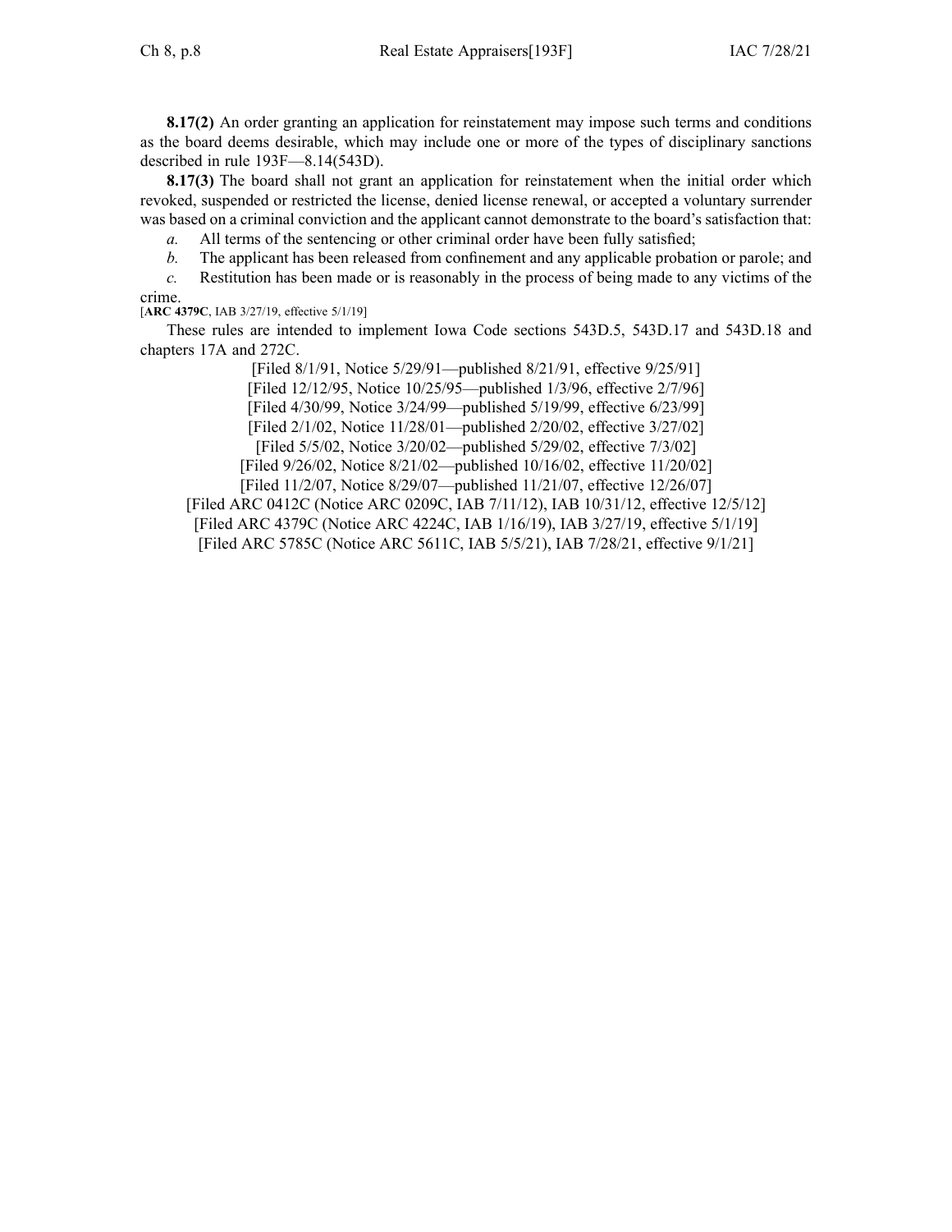**8.17(2)** An order granting an application for reinstatement may impose such terms and conditions as the board deems desirable, which may include one or more of the types of disciplinary sanctions described in rule 193F—8.14(543D).

**8.17(3)** The board shall not grant an application for reinstatement when the initial order which revoked, suspended or restricted the license, denied license renewal, or accepted a voluntary surrender was based on a criminal conviction and the applicant cannot demonstrate to the board's satisfaction that:

*a.* All terms of the sentencing or other criminal order have been fully satisfied;

*b.* The applicant has been released from confinement and any applicable probation or parole; and

*c.* Restitution has been made or is reasonably in the process of being made to any victims of the crime.

[**ARC 4379C**, IAB 3/27/19, effective 5/1/19]

These rules are intended to implement Iowa Code sections 543D.5, 543D.17 and 543D.18 and chapters 17A and 272C.

[Filed 8/1/91, Notice 5/29/91—published 8/21/91, effective 9/25/91]
[Filed 12/12/95, Notice 10/25/95—published 1/3/96, effective 2/7/96]
[Filed 4/30/99, Notice 3/24/99—published 5/19/99, effective 6/23/99]
[Filed 2/1/02, Notice 11/28/01—published 2/20/02, effective 3/27/02]
[Filed 5/5/02, Notice 3/20/02—published 5/29/02, effective 7/3/02]
[Filed 9/26/02, Notice 8/21/02—published 10/16/02, effective 11/20/02]
[Filed 11/2/07, Notice 8/29/07—published 11/21/07, effective 12/26/07]
[Filed ARC 0412C (Notice ARC 0209C, IAB 7/11/12), IAB 10/31/12, effective 12/5/12]
[Filed ARC 4379C (Notice ARC 4224C, IAB 1/16/19), IAB 3/27/19, effective 5/1/19]
[Filed ARC 5785C (Notice ARC 5611C, IAB 5/5/21), IAB 7/28/21, effective 9/1/21]